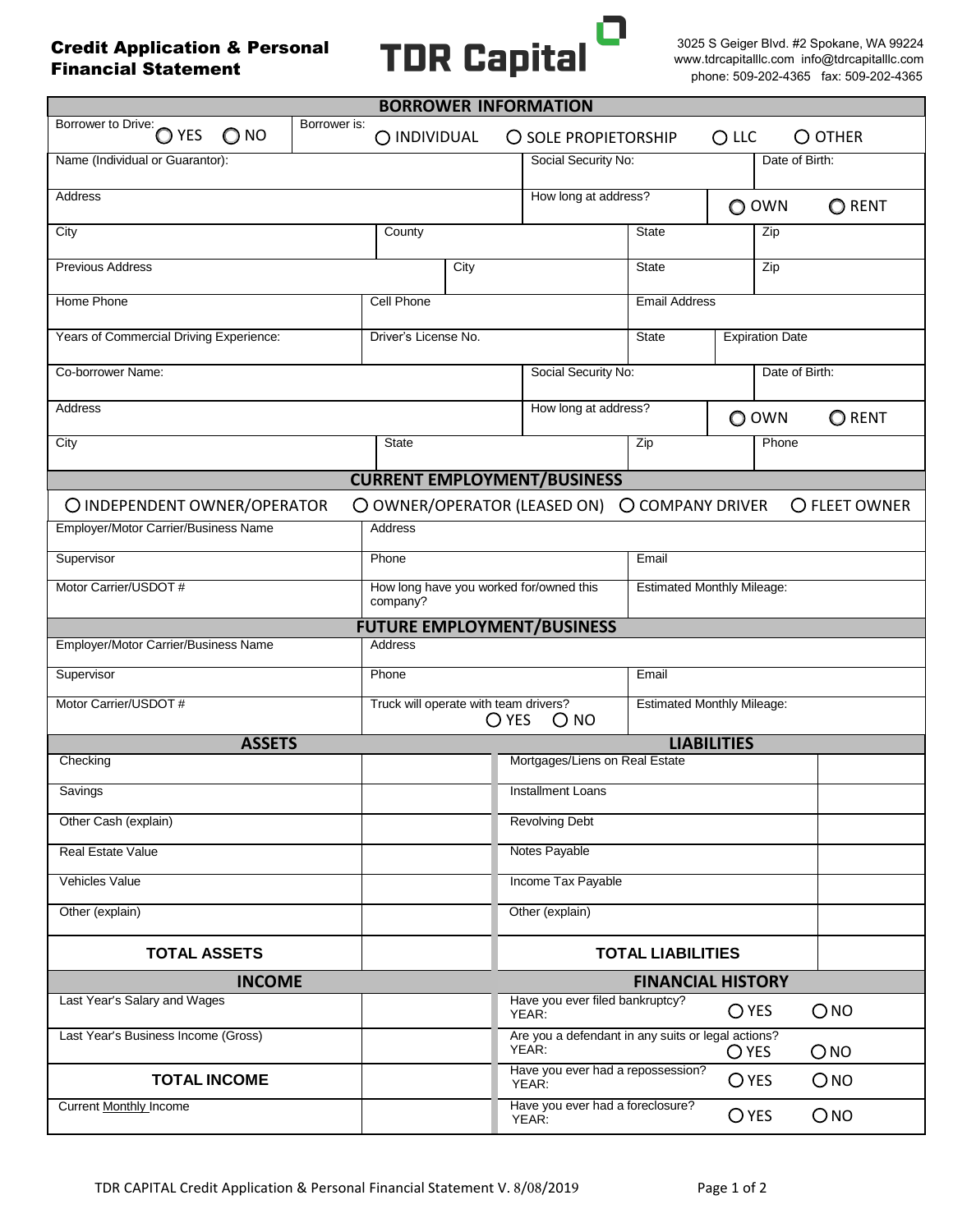# Credit Application & Personal Financial Statement

**TDR Capital**

3025 S Geiger Blvd. #2 Spokane, WA 99224
www.tdrcapitalllc.com info@tdrcapitalllc.com
phone: 509-202-4365 fax: 509-202-4365

## BORROWER INFORMATION

| | | | |
|---|---|---|---|
| Borrower to Drive: ○ YES ○ NO | Borrower is: ○ INDIVIDUAL ○ SOLE PROPIETORSHIP ○ LLC ○ OTHER | | |
| Name (Individual or Guarantor): | | Social Security No: | Date of Birth: |
| Address | | How long at address? | ○ OWN ○ RENT |
| City | County | State | Zip |
| Previous Address | City | State | Zip |
| Home Phone | Cell Phone | Email Address | |
| Years of Commercial Driving Experience: | Driver's License No. | State | Expiration Date |
| Co-borrower Name: | | Social Security No: | Date of Birth: |
| Address | | How long at address? | ○ OWN ○ RENT |
| City | State | Zip | Phone |

## CURRENT EMPLOYMENT/BUSINESS

○ INDEPENDENT OWNER/OPERATOR ○ OWNER/OPERATOR (LEASED ON) ○ COMPANY DRIVER ○ FLEET OWNER

| | | |
|---|---|---|
| Employer/Motor Carrier/Business Name | Address | |
| Supervisor | Phone | Email |
| Motor Carrier/USDOT # | How long have you worked for/owned this company? | Estimated Monthly Mileage: |

## FUTURE EMPLOYMENT/BUSINESS

| | | |
|---|---|---|
| Employer/Motor Carrier/Business Name | Address | |
| Supervisor | Phone | Email |
| Motor Carrier/USDOT # | Truck will operate with team drivers? ○ YES ○ NO | Estimated Monthly Mileage: |

| ASSETS | | LIABILITIES | |
|---|---|---|---|
| Checking | | Mortgages/Liens on Real Estate | |
| Savings | | Installment Loans | |
| Other Cash (explain) | | Revolving Debt | |
| Real Estate Value | | Notes Payable | |
| Vehicles Value | | Income Tax Payable | |
| Other (explain) | | Other (explain) | |
| **TOTAL ASSETS** | | **TOTAL LIABILITIES** | |

| INCOME | | FINANCIAL HISTORY |
|---|---|---|
| Last Year's Salary and Wages | | Have you ever filed bankruptcy? YEAR: ○ YES ○ NO |
| Last Year's Business Income (Gross) | | Are you a defendant in any suits or legal actions? YEAR: ○ YES ○ NO |
| **TOTAL INCOME** | | Have you ever had a repossession? YEAR: ○ YES ○ NO |
| Current Monthly Income | | Have you ever had a foreclosure? YEAR: ○ YES ○ NO |

TDR CAPITAL Credit Application & Personal Financial Statement V. 8/08/2019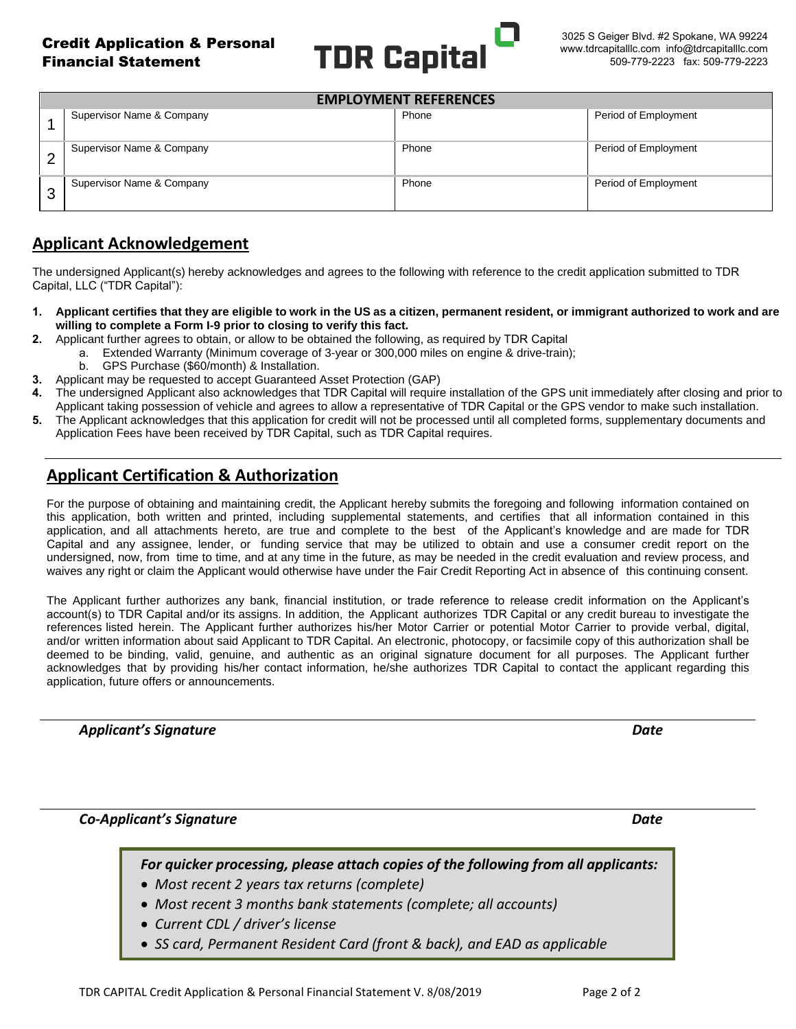Credit Application & Personal Financial Statement

TDR Capital

3025 S Geiger Blvd. #2 Spokane, WA 99224
www.tdrcapitalllc.com info@tdrcapitalllc.com
509-779-2223 fax: 509-779-2223

| EMPLOYMENT REFERENCES | | | |
|---|---|---|---|
| 1 | Supervisor Name & Company | Phone | Period of Employment |
| 2 | Supervisor Name & Company | Phone | Period of Employment |
| 3 | Supervisor Name & Company | Phone | Period of Employment |

## Applicant Acknowledgement

The undersigned Applicant(s) hereby acknowledges and agrees to the following with reference to the credit application submitted to TDR Capital, LLC ("TDR Capital"):

1. **Applicant certifies that they are eligible to work in the US as a citizen, permanent resident, or immigrant authorized to work and are willing to complete a Form I-9 prior to closing to verify this fact.**
2. Applicant further agrees to obtain, or allow to be obtained the following, as required by TDR Capital
   a. Extended Warranty (Minimum coverage of 3-year or 300,000 miles on engine & drive-train);
   b. GPS Purchase ($60/month) & Installation.
3. Applicant may be requested to accept Guaranteed Asset Protection (GAP)
4. The undersigned Applicant also acknowledges that TDR Capital will require installation of the GPS unit immediately after closing and prior to Applicant taking possession of vehicle and agrees to allow a representative of TDR Capital or the GPS vendor to make such installation.
5. The Applicant acknowledges that this application for credit will not be processed until all completed forms, supplementary documents and Application Fees have been received by TDR Capital, such as TDR Capital requires.

## Applicant Certification & Authorization

For the purpose of obtaining and maintaining credit, the Applicant hereby submits the foregoing and following information contained on this application, both written and printed, including supplemental statements, and certifies that all information contained in this application, and all attachments hereto, are true and complete to the best of the Applicant's knowledge and are made for TDR Capital and any assignee, lender, or funding service that may be utilized to obtain and use a consumer credit report on the undersigned, now, from time to time, and at any time in the future, as may be needed in the credit evaluation and review process, and waives any right or claim the Applicant would otherwise have under the Fair Credit Reporting Act in absence of this continuing consent.

The Applicant further authorizes any bank, financial institution, or trade reference to release credit information on the Applicant's account(s) to TDR Capital and/or its assigns. In addition, the Applicant authorizes TDR Capital or any credit bureau to investigate the references listed herein. The Applicant further authorizes his/her Motor Carrier or potential Motor Carrier to provide verbal, digital, and/or written information about said Applicant to TDR Capital. An electronic, photocopy, or facsimile copy of this authorization shall be deemed to be binding, valid, genuine, and authentic as an original signature document for all purposes. The Applicant further acknowledges that by providing his/her contact information, he/she authorizes TDR Capital to contact the applicant regarding this application, future offers or announcements.

***Applicant's Signature*** ***Date***

***Co-Applicant's Signature*** ***Date***

*For quicker processing, please attach copies of the following from all applicants:*

- *Most recent 2 years tax returns (complete)*
- *Most recent 3 months bank statements (complete; all accounts)*
- *Current CDL / driver's license*
- *SS card, Permanent Resident Card (front & back), and EAD as applicable*

TDR CAPITAL Credit Application & Personal Financial Statement V. 8/08/2019